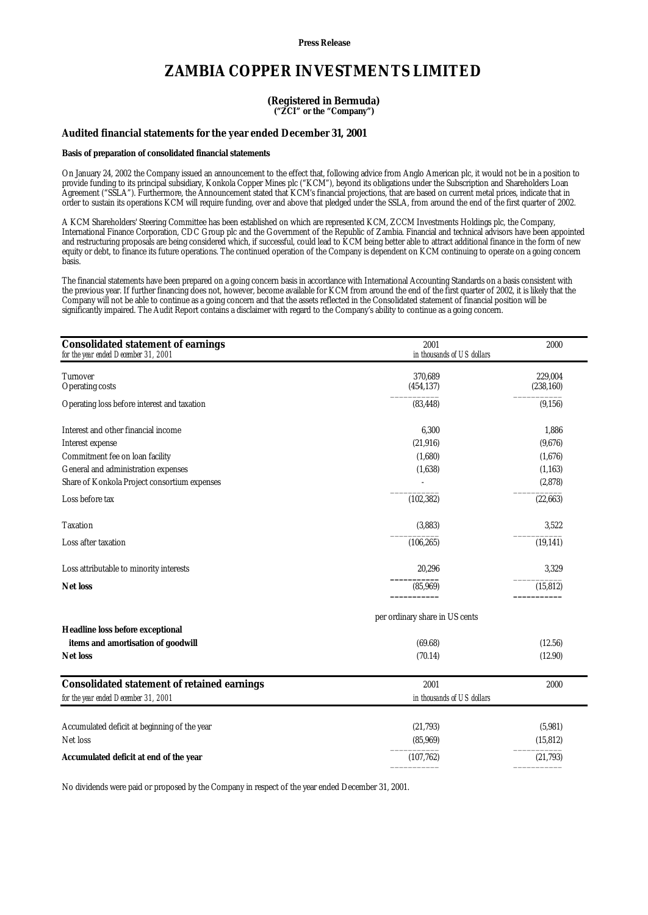**Press Release**

# ZAMBIA COPPER INVESTMENTS LIMITED

**(Registered in Bermuda)**
**("ZCI" or the "Company")**

## Audited financial statements for the year ended December 31, 2001

### Basis of preparation of consolidated financial statements

On January 24, 2002 the Company issued an announcement to the effect that, following advice from Anglo American plc, it would not be in a position to provide funding to its principal subsidiary, Konkola Copper Mines plc ("KCM"), beyond its obligations under the Subscription and Shareholders Loan Agreement ("SSLA"). Furthermore, the Announcement stated that KCM's financial projections, that are based on current metal prices, indicate that in order to sustain its operations KCM will require funding, over and above that pledged under the SSLA, from around the end of the first quarter of 2002.

A KCM Shareholders' Steering Committee has been established on which are represented KCM, ZCCM Investments Holdings plc, the Company, International Finance Corporation, CDC Group plc and the Government of the Republic of Zambia. Financial and technical advisors have been appointed and restructuring proposals are being considered which, if successful, could lead to KCM being better able to attract additional finance in the form of new equity or debt, to finance its future operations. The continued operation of the Company is dependent on KCM continuing to operate on a going concern basis.

The financial statements have been prepared on a going concern basis in accordance with International Accounting Standards on a basis consistent with the previous year. If further financing does not, however, become available for KCM from around the end of the first quarter of 2002, it is likely that the Company will not be able to continue as a going concern and that the assets reflected in the Consolidated statement of financial position will be significantly impaired. The Audit Report contains a disclaimer with regard to the Company's ability to continue as a going concern.

| **Consolidated statement of earnings** *for the year ended December 31, 2001* | 2001 | 2000 |
|---|---|---|
| | *in thousands of US dollars* | |
| Turnover | 370,689 | 229,004 |
| Operating costs | (454,137) | (238,160) |
| Operating loss before interest and taxation | (83,448) | (9,156) |
| Interest and other financial income | 6,300 | 1,886 |
| Interest expense | (21,916) | (9,676) |
| Commitment fee on loan facility | (1,680) | (1,676) |
| General and administration expenses | (1,638) | (1,163) |
| Share of Konkola Project consortium expenses | - | (2,878) |
| Loss before tax | (102,382) | (22,663) |
| Taxation | (3,883) | 3,522 |
| Loss after taxation | (106,265) | (19,141) |
| Loss attributable to minority interests | 20,296 | 3,329 |
| **Net loss** | (85,969) | (15,812) |
| | per ordinary share in US cents | |
| **Headline loss before exceptional items and amortisation of goodwill** | (69.68) | (12.56) |
| **Net loss** | (70.14) | (12.90) |

| **Consolidated statement of retained earnings** *for the year ended December 31, 2001* | 2001 | 2000 |
|---|---|---|
| | *in thousands of US dollars* | |
| Accumulated deficit at beginning of the year | (21,793) | (5,981) |
| Net loss | (85,969) | (15,812) |
| **Accumulated deficit at end of the year** | (107,762) | (21,793) |

No dividends were paid or proposed by the Company in respect of the year ended December 31, 2001.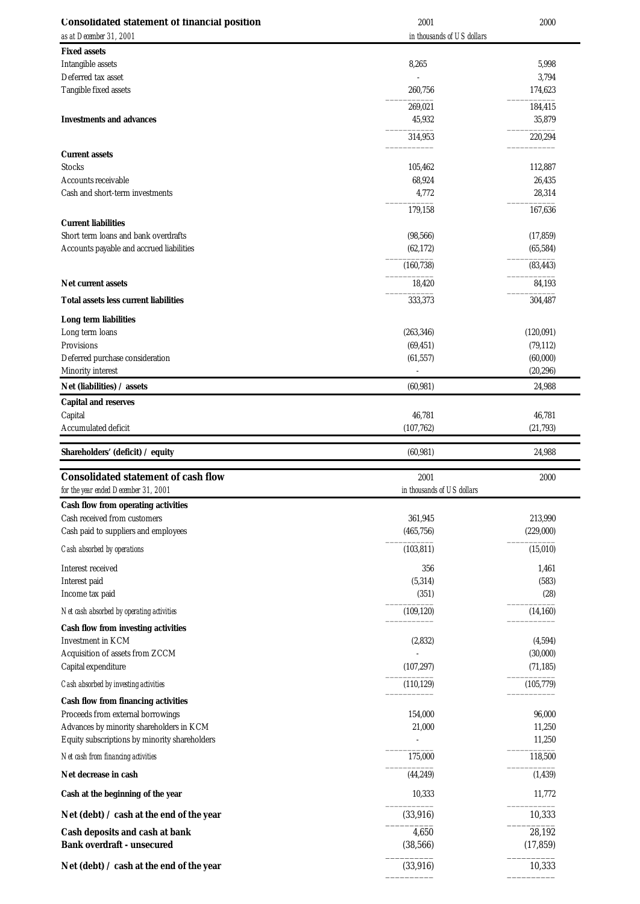## Consolidated statement of financial position

*as at December 31, 2001*

| | 2001 | 2000 |
|---|---|---|
| | *in thousands of US dollars* | |
| **Fixed assets** | | |
| Intangible assets | 8,265 | 5,998 |
| Deferred tax asset | - | 3,794 |
| Tangible fixed assets | 260,756 | 174,623 |
| | 269,021 | 184,415 |
| **Investments and advances** | 45,932 | 35,879 |
| | 314,953 | 220,294 |
| **Current assets** | | |
| Stocks | 105,462 | 112,887 |
| Accounts receivable | 68,924 | 26,435 |
| Cash and short-term investments | 4,772 | 28,314 |
| | 179,158 | 167,636 |
| **Current liabilities** | | |
| Short term loans and bank overdrafts | (98,566) | (17,859) |
| Accounts payable and accrued liabilities | (62,172) | (65,584) |
| | (160,738) | (83,443) |
| **Net current assets** | 18,420 | 84,193 |
| **Total assets less current liabilities** | 333,373 | 304,487 |
| **Long term liabilities** | | |
| Long term loans | (263,346) | (120,091) |
| Provisions | (69,451) | (79,112) |
| Deferred purchase consideration | (61,557) | (60,000) |
| Minority interest | - | (20,296) |
| **Net (liabilities) / assets** | (60,981) | 24,988 |
| **Capital and reserves** | | |
| Capital | 46,781 | 46,781 |
| Accumulated deficit | (107,762) | (21,793) |
| **Shareholders' (deficit) / equity** | (60,981) | 24,988 |

## Consolidated statement of cash flow

*for the year ended December 31, 2001*

| | 2001 | 2000 |
|---|---|---|
| | *in thousands of US dollars* | |
| **Cash flow from operating activities** | | |
| Cash received from customers | 361,945 | 213,990 |
| Cash paid to suppliers and employees | (465,756) | (229,000) |
| *Cash absorbed by operations* | (103,811) | (15,010) |
| Interest received | 356 | 1,461 |
| Interest paid | (5,314) | (583) |
| Income tax paid | (351) | (28) |
| *Net cash absorbed by operating activities* | (109,120) | (14,160) |
| **Cash flow from investing activities** | | |
| Investment in KCM | (2,832) | (4,594) |
| Acquisition of assets from ZCCM | - | (30,000) |
| Capital expenditure | (107,297) | (71,185) |
| *Cash absorbed by investing activities* | (110,129) | (105,779) |
| **Cash flow from financing activities** | | |
| Proceeds from external borrowings | 154,000 | 96,000 |
| Advances by minority shareholders in KCM | 21,000 | 11,250 |
| Equity subscriptions by minority shareholders | - | 11,250 |
| *Net cash from financing activities* | 175,000 | 118,500 |
| **Net decrease in cash** | (44,249) | (1,439) |
| **Cash at the beginning of the year** | 10,333 | 11,772 |
| **Net (debt) / cash at the end of the year** | (33,916) | 10,333 |
| **Cash deposits and cash at bank** | 4,650 | 28,192 |
| **Bank overdraft - unsecured** | (38,566) | (17,859) |
| **Net (debt) / cash at the end of the year** | (33,916) | 10,333 |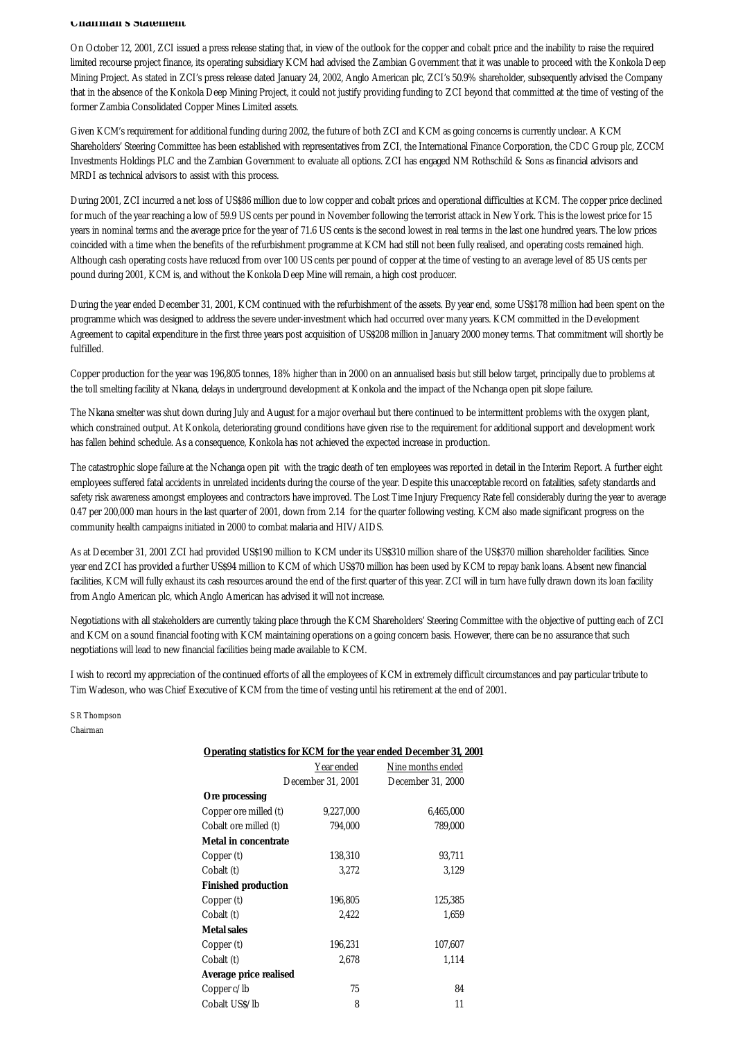## Chairman's Statement

On October 12, 2001, ZCI issued a press release stating that, in view of the outlook for the copper and cobalt price and the inability to raise the required limited recourse project finance, its operating subsidiary KCM had advised the Zambian Government that it was unable to proceed with the Konkola Deep Mining Project. As stated in ZCI's press release dated January 24, 2002, Anglo American plc, ZCI's 50.9% shareholder, subsequently advised the Company that in the absence of the Konkola Deep Mining Project, it could not justify providing funding to ZCI beyond that committed at the time of vesting of the former Zambia Consolidated Copper Mines Limited assets.

Given KCM's requirement for additional funding during 2002, the future of both ZCI and KCM as going concerns is currently unclear. A KCM Shareholders' Steering Committee has been established with representatives from ZCI, the International Finance Corporation, the CDC Group plc, ZCCM Investments Holdings PLC and the Zambian Government to evaluate all options. ZCI has engaged NM Rothschild & Sons as financial advisors and MRDI as technical advisors to assist with this process.

During 2001, ZCI incurred a net loss of US$86 million due to low copper and cobalt prices and operational difficulties at KCM. The copper price declined for much of the year reaching a low of 59.9 US cents per pound in November following the terrorist attack in New York. This is the lowest price for 15 years in nominal terms and the average price for the year of 71.6 US cents is the second lowest in real terms in the last one hundred years. The low prices coincided with a time when the benefits of the refurbishment programme at KCM had still not been fully realised, and operating costs remained high. Although cash operating costs have reduced from over 100 US cents per pound of copper at the time of vesting to an average level of 85 US cents per pound during 2001, KCM is, and without the Konkola Deep Mine will remain, a high cost producer.

During the year ended December 31, 2001, KCM continued with the refurbishment of the assets. By year end, some US$178 million had been spent on the programme which was designed to address the severe under-investment which had occurred over many years. KCM committed in the Development Agreement to capital expenditure in the first three years post acquisition of US$208 million in January 2000 money terms. That commitment will shortly be fulfilled.

Copper production for the year was 196,805 tonnes, 18% higher than in 2000 on an annualised basis but still below target, principally due to problems at the toll smelting facility at Nkana, delays in underground development at Konkola and the impact of the Nchanga open pit slope failure.

The Nkana smelter was shut down during July and August for a major overhaul but there continued to be intermittent problems with the oxygen plant, which constrained output. At Konkola, deteriorating ground conditions have given rise to the requirement for additional support and development work has fallen behind schedule. As a consequence, Konkola has not achieved the expected increase in production.

The catastrophic slope failure at the Nchanga open pit with the tragic death of ten employees was reported in detail in the Interim Report. A further eight employees suffered fatal accidents in unrelated incidents during the course of the year. Despite this unacceptable record on fatalities, safety standards and safety risk awareness amongst employees and contractors have improved. The Lost Time Injury Frequency Rate fell considerably during the year to average 0.47 per 200,000 man hours in the last quarter of 2001, down from 2.14 for the quarter following vesting. KCM also made significant progress on the community health campaigns initiated in 2000 to combat malaria and HIV/AIDS.

As at December 31, 2001 ZCI had provided US$190 million to KCM under its US$310 million share of the US$370 million shareholder facilities. Since year end ZCI has provided a further US$94 million to KCM of which US$70 million has been used by KCM to repay bank loans. Absent new financial facilities, KCM will fully exhaust its cash resources around the end of the first quarter of this year. ZCI will in turn have fully drawn down its loan facility from Anglo American plc, which Anglo American has advised it will not increase.

Negotiations with all stakeholders are currently taking place through the KCM Shareholders' Steering Committee with the objective of putting each of ZCI and KCM on a sound financial footing with KCM maintaining operations on a going concern basis. However, there can be no assurance that such negotiations will lead to new financial facilities being made available to KCM.

I wish to record my appreciation of the continued efforts of all the employees of KCM in extremely difficult circumstances and pay particular tribute to Tim Wadeson, who was Chief Executive of KCM from the time of vesting until his retirement at the end of 2001.

*S R Thompson*
*Chairman*

**Operating statistics for KCM for the year ended December 31, 2001**

| | Year ended December 31, 2001 | Nine months ended December 31, 2000 |
|---|---|---|
| **Ore processing** | | |
| Copper ore milled (t) | 9,227,000 | 6,465,000 |
| Cobalt ore milled (t) | 794,000 | 789,000 |
| **Metal in concentrate** | | |
| Copper (t) | 138,310 | 93,711 |
| Cobalt (t) | 3,272 | 3,129 |
| **Finished production** | | |
| Copper (t) | 196,805 | 125,385 |
| Cobalt (t) | 2,422 | 1,659 |
| **Metal sales** | | |
| Copper (t) | 196,231 | 107,607 |
| Cobalt (t) | 2,678 | 1,114 |
| **Average price realised** | | |
| Copper c/lb | 75 | 84 |
| Cobalt US$/lb | 8 | 11 |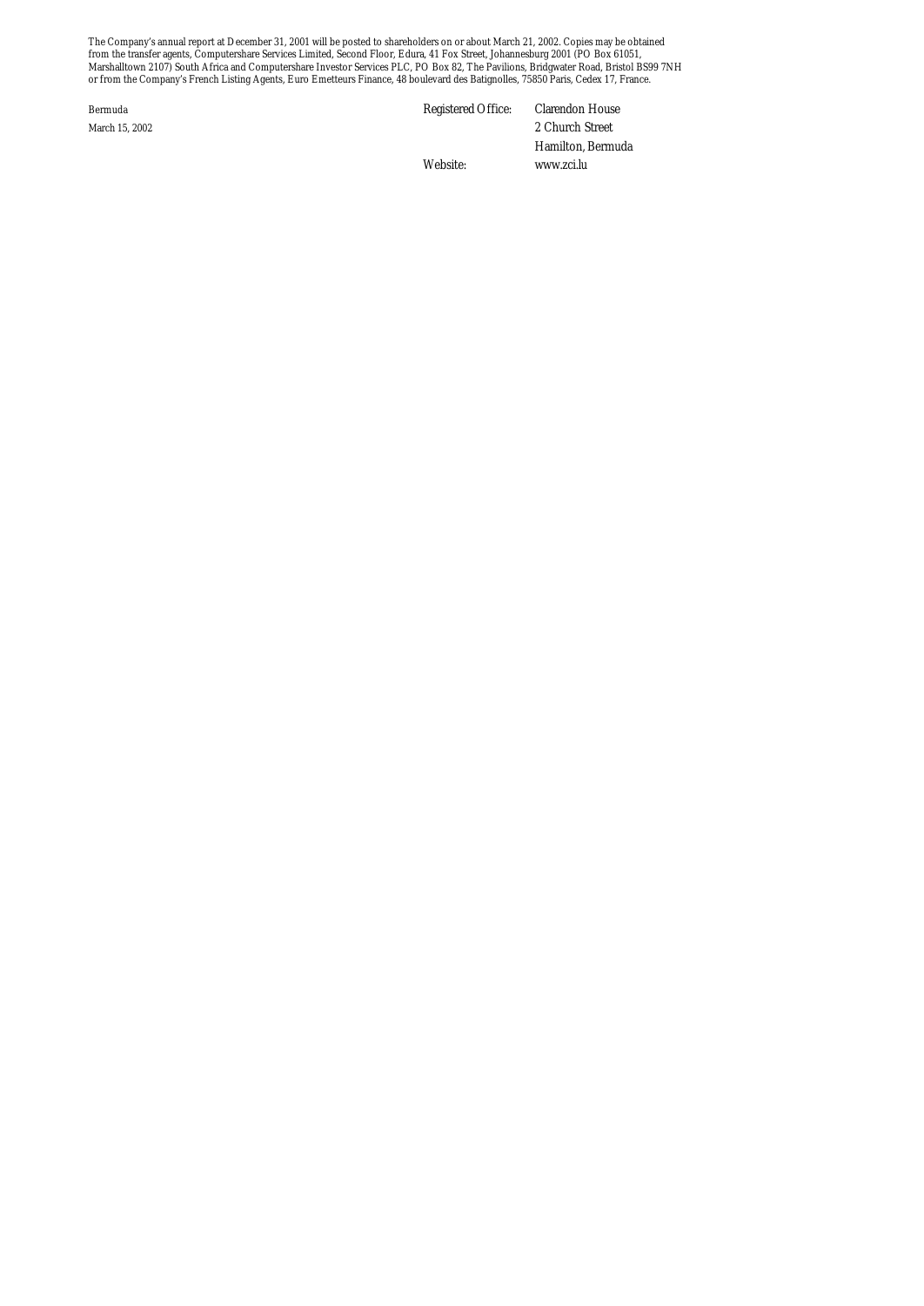The Company's annual report at December 31, 2001 will be posted to shareholders on or about March 21, 2002. Copies may be obtained from the transfer agents, Computershare Services Limited, Second Floor, Edura, 41 Fox Street, Johannesburg 2001 (PO Box 61051, Marshalltown 2107) South Africa and Computershare Investor Services PLC, PO Box 82, The Pavilions, Bridgwater Road, Bristol BS99 7NH or from the Company's French Listing Agents, Euro Emetteurs Finance, 48 boulevard des Batignolles, 75850 Paris, Cedex 17, France.

Bermuda
March 15, 2002

Registered Office: Clarendon House
2 Church Street
Hamilton, Bermuda

Website: www.zci.lu